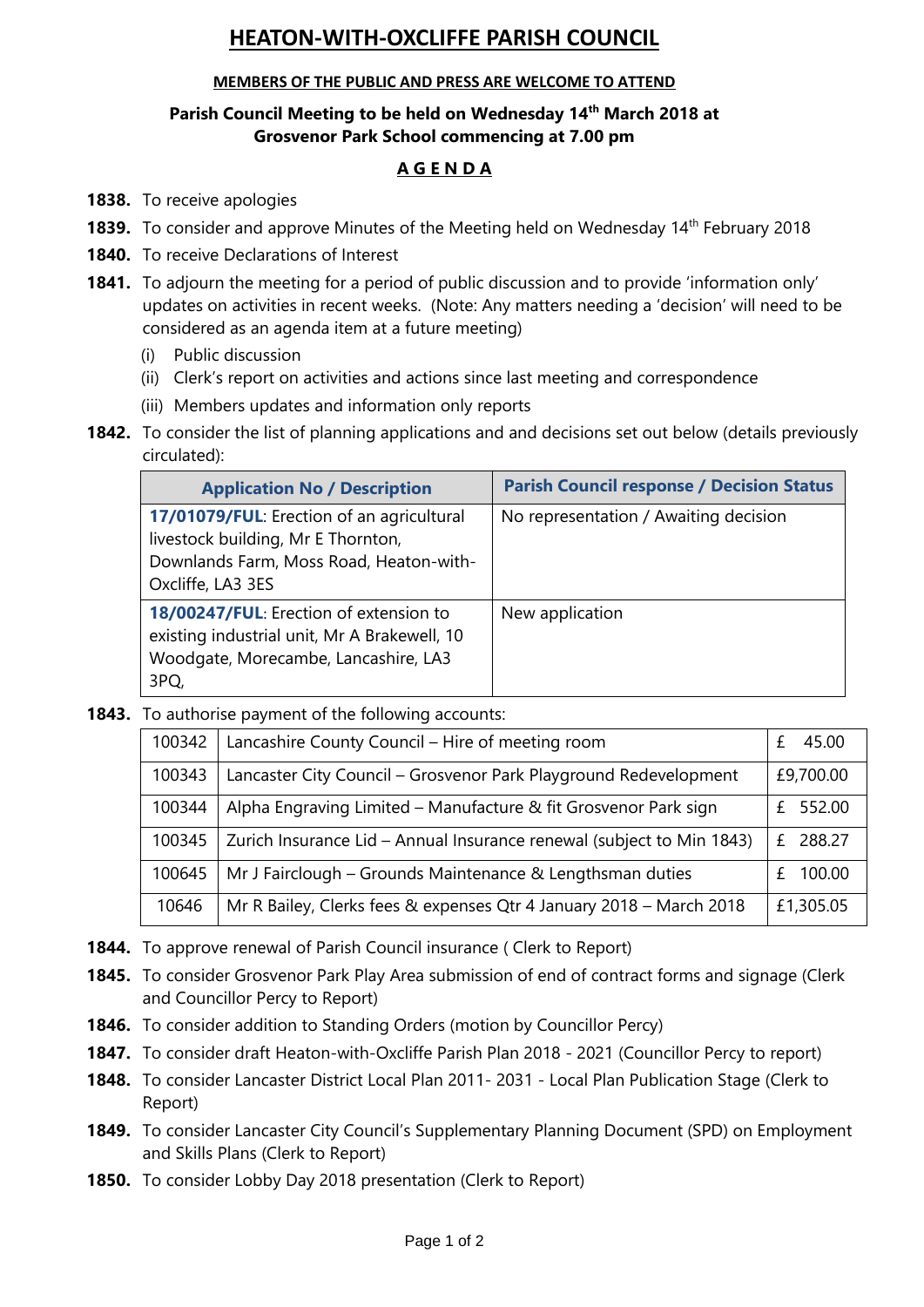# HEATON-WITH-OXCLIFFE PARISH COUNCIL

**MEMBERS OF THE PUBLIC AND PRESS ARE WELCOME TO ATTEND**

**Parish Council Meeting to be held on Wednesday 14th March 2018 at Grosvenor Park School commencing at 7.00 pm**

## A G E N D A

**1838.** To receive apologies

**1839.** To consider and approve Minutes of the Meeting held on Wednesday 14th February 2018

**1840.** To receive Declarations of Interest

**1841.** To adjourn the meeting for a period of public discussion and to provide 'information only' updates on activities in recent weeks. (Note: Any matters needing a 'decision' will need to be considered as an agenda item at a future meeting)

- (i) Public discussion
- (ii) Clerk's report on activities and actions since last meeting and correspondence
- (iii) Members updates and information only reports

**1842.** To consider the list of planning applications and and decisions set out below (details previously circulated):

| Application No / Description | Parish Council response / Decision Status |
|---|---|
| **17/01079/FUL**: Erection of an agricultural livestock building, Mr E Thornton, Downlands Farm, Moss Road, Heaton-with-Oxcliffe, LA3 3ES | No representation / Awaiting decision |
| **18/00247/FUL**: Erection of extension to existing industrial unit, Mr A Brakewell, 10 Woodgate, Morecambe, Lancashire, LA3 3PQ, | New application |

**1843.** To authorise payment of the following accounts:

| | | |
|---|---|---|
| 100342 | Lancashire County Council – Hire of meeting room | £ 45.00 |
| 100343 | Lancaster City Council – Grosvenor Park Playground Redevelopment | £9,700.00 |
| 100344 | Alpha Engraving Limited – Manufacture & fit Grosvenor Park sign | £ 552.00 |
| 100345 | Zurich Insurance Lid – Annual Insurance renewal (subject to Min 1843) | £ 288.27 |
| 100645 | Mr J Fairclough – Grounds Maintenance & Lengthsman duties | £ 100.00 |
| 10646 | Mr R Bailey, Clerks fees & expenses Qtr 4 January 2018 – March 2018 | £1,305.05 |

**1844.** To approve renewal of Parish Council insurance ( Clerk to Report)

**1845.** To consider Grosvenor Park Play Area submission of end of contract forms and signage (Clerk and Councillor Percy to Report)

**1846.** To consider addition to Standing Orders (motion by Councillor Percy)

**1847.** To consider draft Heaton-with-Oxcliffe Parish Plan 2018 - 2021 (Councillor Percy to report)

**1848.** To consider Lancaster District Local Plan 2011- 2031 - Local Plan Publication Stage (Clerk to Report)

**1849.** To consider Lancaster City Council's Supplementary Planning Document (SPD) on Employment and Skills Plans (Clerk to Report)

**1850.** To consider Lobby Day 2018 presentation (Clerk to Report)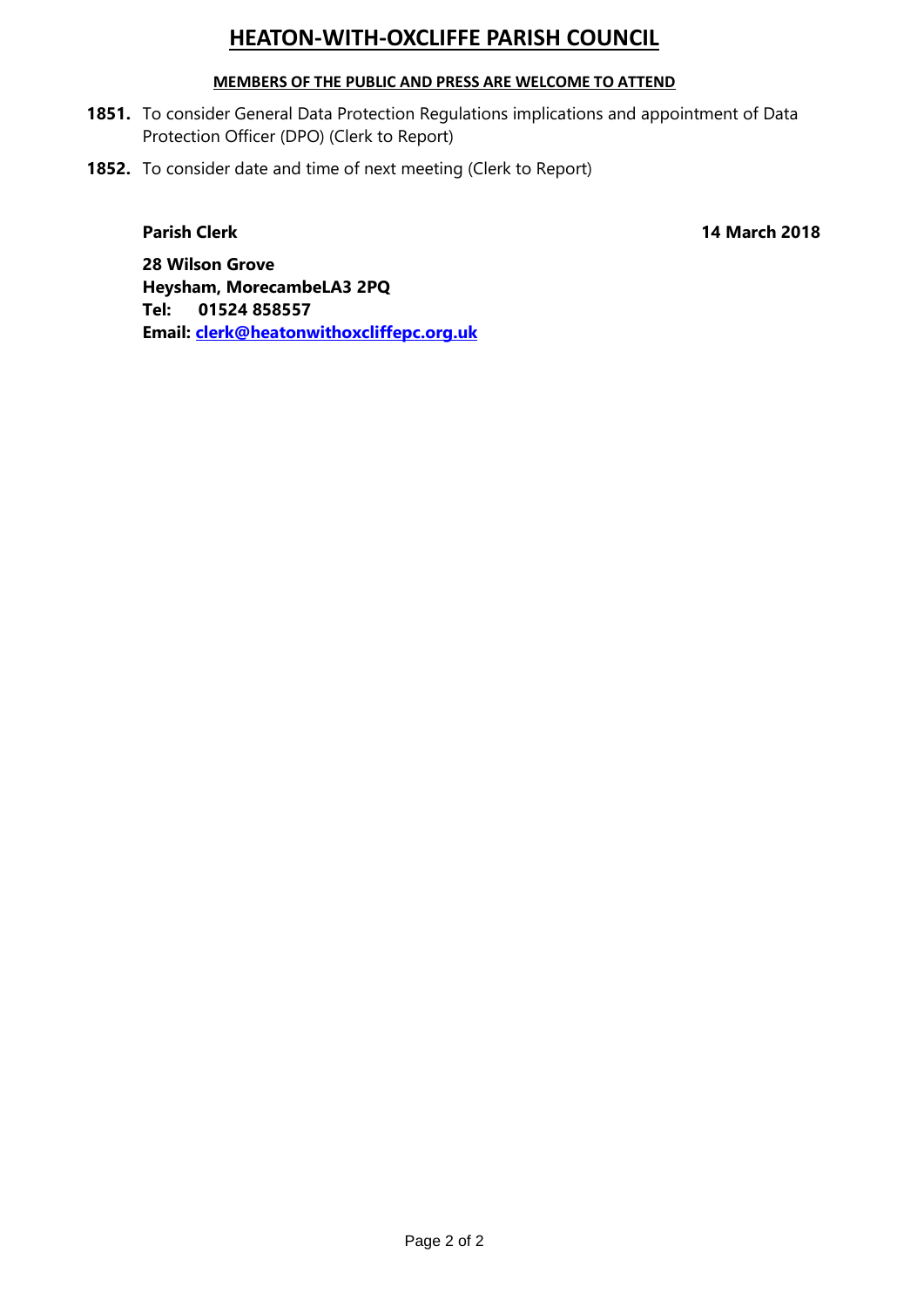# HEATON-WITH-OXCLIFFE PARISH COUNCIL

**MEMBERS OF THE PUBLIC AND PRESS ARE WELCOME TO ATTEND**

**1851.** To consider General Data Protection Regulations implications and appointment of Data Protection Officer (DPO) (Clerk to Report)

**1852.** To consider date and time of next meeting (Clerk to Report)

**Parish Clerk** **14 March 2018**

**28 Wilson Grove**
**Heysham, MorecambeLA3 2PQ**
**Tel: 01524 858557**
**Email: clerk@heatonwithoxcliffepc.org.uk**